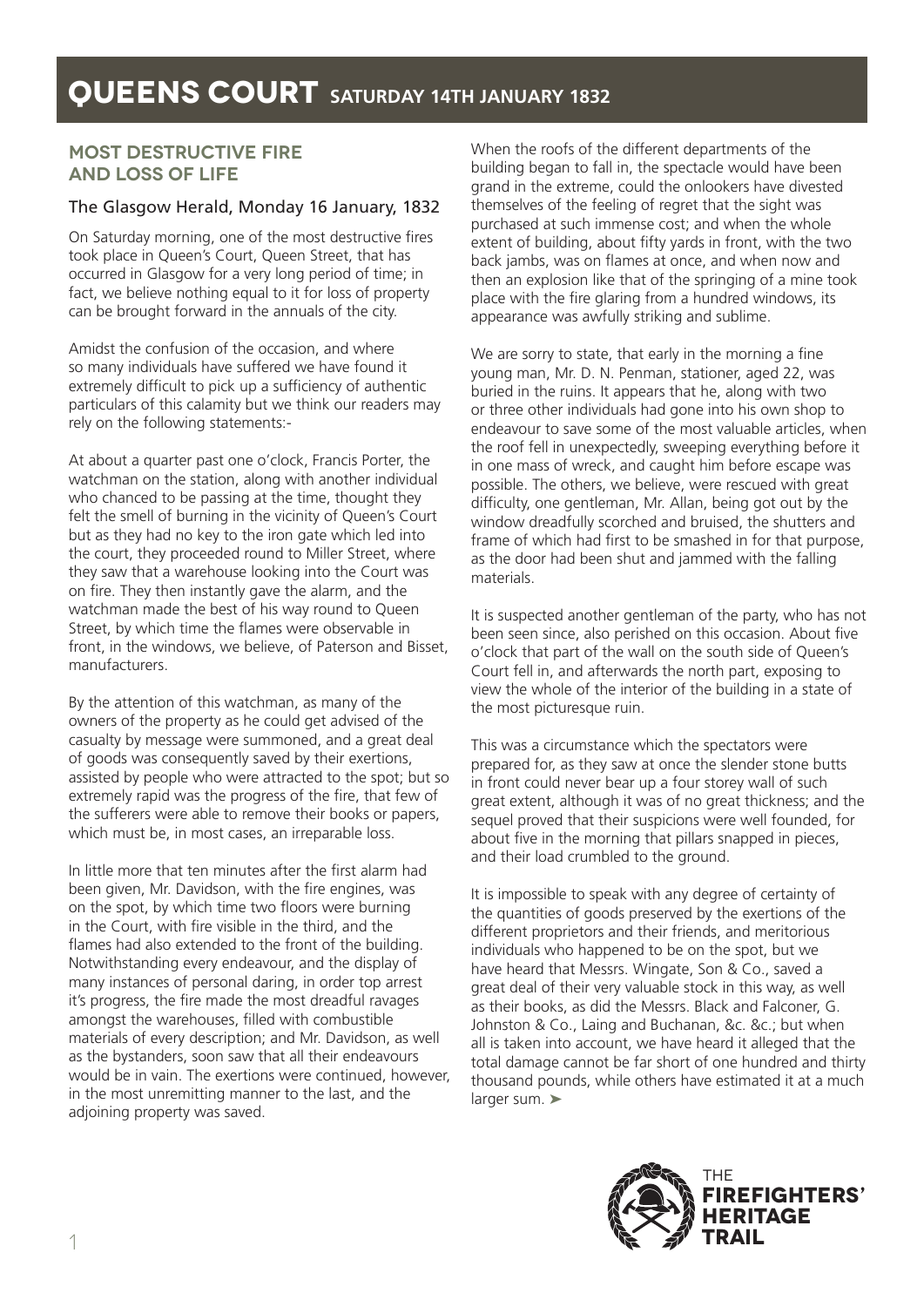# QUEENS COURT SATURDAY 14TH JANUARY 1832

## MOST DESTRUCTIVE FIRE AND LOSS OF LIFE

### The Glasgow Herald, Monday 16 January, 1832

On Saturday morning, one of the most destructive fires took place in Queen's Court, Queen Street, that has occurred in Glasgow for a very long period of time; in fact, we believe nothing equal to it for loss of property can be brought forward in the annuals of the city.

Amidst the confusion of the occasion, and where so many individuals have suffered we have found it extremely difficult to pick up a sufficiency of authentic particulars of this calamity but we think our readers may rely on the following statements:-

At about a quarter past one o'clock, Francis Porter, the watchman on the station, along with another individual who chanced to be passing at the time, thought they felt the smell of burning in the vicinity of Queen's Court but as they had no key to the iron gate which led into the court, they proceeded round to Miller Street, where they saw that a warehouse looking into the Court was on fire. They then instantly gave the alarm, and the watchman made the best of his way round to Queen Street, by which time the flames were observable in front, in the windows, we believe, of Paterson and Bisset, manufacturers.

By the attention of this watchman, as many of the owners of the property as he could get advised of the casualty by message were summoned, and a great deal of goods was consequently saved by their exertions, assisted by people who were attracted to the spot; but so extremely rapid was the progress of the fire, that few of the sufferers were able to remove their books or papers, which must be, in most cases, an irreparable loss.

In little more that ten minutes after the first alarm had been given, Mr. Davidson, with the fire engines, was on the spot, by which time two floors were burning in the Court, with fire visible in the third, and the flames had also extended to the front of the building. Notwithstanding every endeavour, and the display of many instances of personal daring, in order top arrest it's progress, the fire made the most dreadful ravages amongst the warehouses, filled with combustible materials of every description; and Mr. Davidson, as well as the bystanders, soon saw that all their endeavours would be in vain. The exertions were continued, however, in the most unremitting manner to the last, and the adjoining property was saved.

When the roofs of the different departments of the building began to fall in, the spectacle would have been grand in the extreme, could the onlookers have divested themselves of the feeling of regret that the sight was purchased at such immense cost; and when the whole extent of building, about fifty yards in front, with the two back jambs, was on flames at once, and when now and then an explosion like that of the springing of a mine took place with the fire glaring from a hundred windows, its appearance was awfully striking and sublime.

We are sorry to state, that early in the morning a fine young man, Mr. D. N. Penman, stationer, aged 22, was buried in the ruins. It appears that he, along with two or three other individuals had gone into his own shop to endeavour to save some of the most valuable articles, when the roof fell in unexpectedly, sweeping everything before it in one mass of wreck, and caught him before escape was possible. The others, we believe, were rescued with great difficulty, one gentleman, Mr. Allan, being got out by the window dreadfully scorched and bruised, the shutters and frame of which had first to be smashed in for that purpose, as the door had been shut and jammed with the falling materials.

It is suspected another gentleman of the party, who has not been seen since, also perished on this occasion. About five o'clock that part of the wall on the south side of Queen's Court fell in, and afterwards the north part, exposing to view the whole of the interior of the building in a state of the most picturesque ruin.

This was a circumstance which the spectators were prepared for, as they saw at once the slender stone butts in front could never bear up a four storey wall of such great extent, although it was of no great thickness; and the sequel proved that their suspicions were well founded, for about five in the morning that pillars snapped in pieces, and their load crumbled to the ground.

It is impossible to speak with any degree of certainty of the quantities of goods preserved by the exertions of the different proprietors and their friends, and meritorious individuals who happened to be on the spot, but we have heard that Messrs. Wingate, Son & Co., saved a great deal of their very valuable stock in this way, as well as their books, as did the Messrs. Black and Falconer, G. Johnston & Co., Laing and Buchanan, &c. &c.; but when all is taken into account, we have heard it alleged that the total damage cannot be far short of one hundred and thirty thousand pounds, while others have estimated it at a much larger sum. ➤

THE FIREFIGHTERS' HERITAGE TRAIL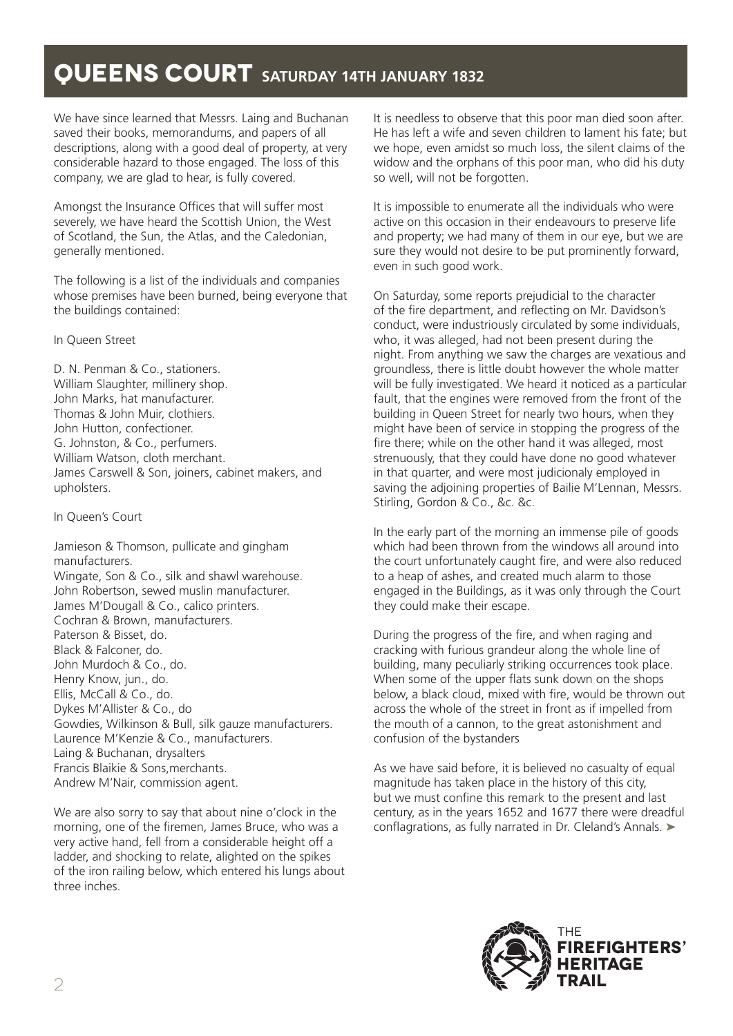# QUEENS COURT SATURDAY 14TH JANUARY 1832

We have since learned that Messrs. Laing and Buchanan saved their books, memorandums, and papers of all descriptions, along with a good deal of property, at very considerable hazard to those engaged. The loss of this company, we are glad to hear, is fully covered.

Amongst the Insurance Offices that will suffer most severely, we have heard the Scottish Union, the West of Scotland, the Sun, the Atlas, and the Caledonian, generally mentioned.

The following is a list of the individuals and companies whose premises have been burned, being everyone that the buildings contained:

In Queen Street

D. N. Penman & Co., stationers.
William Slaughter, millinery shop.
John Marks, hat manufacturer.
Thomas & John Muir, clothiers.
John Hutton, confectioner.
G. Johnston, & Co., perfumers.
William Watson, cloth merchant.
James Carswell & Son, joiners, cabinet makers, and upholsters.

In Queen's Court

Jamieson & Thomson, pullicate and gingham manufacturers.
Wingate, Son & Co., silk and shawl warehouse.
John Robertson, sewed muslin manufacturer.
James M'Dougall & Co., calico printers.
Cochran & Brown, manufacturers.
Paterson & Bisset, do.
Black & Falconer, do.
John Murdoch & Co., do.
Henry Know, jun., do.
Ellis, McCall & Co., do.
Dykes M'Allister & Co., do
Gowdies, Wilkinson & Bull, silk gauze manufacturers.
Laurence M'Kenzie & Co., manufacturers.
Laing & Buchanan, drysalters
Francis Blaikie & Sons,merchants.
Andrew M'Nair, commission agent.

We are also sorry to say that about nine o'clock in the morning, one of the firemen, James Bruce, who was a very active hand, fell from a considerable height off a ladder, and shocking to relate, alighted on the spikes of the iron railing below, which entered his lungs about three inches.

It is needless to observe that this poor man died soon after. He has left a wife and seven children to lament his fate; but we hope, even amidst so much loss, the silent claims of the widow and the orphans of this poor man, who did his duty so well, will not be forgotten.

It is impossible to enumerate all the individuals who were active on this occasion in their endeavours to preserve life and property; we had many of them in our eye, but we are sure they would not desire to be put prominently forward, even in such good work.

On Saturday, some reports prejudicial to the character of the fire department, and reflecting on Mr. Davidson's conduct, were industriously circulated by some individuals, who, it was alleged, had not been present during the night. From anything we saw the charges are vexatious and groundless, there is little doubt however the whole matter will be fully investigated. We heard it noticed as a particular fault, that the engines were removed from the front of the building in Queen Street for nearly two hours, when they might have been of service in stopping the progress of the fire there; while on the other hand it was alleged, most strenuously, that they could have done no good whatever in that quarter, and were most judicionaly employed in saving the adjoining properties of Bailie M'Lennan, Messrs. Stirling, Gordon & Co., &c. &c.

In the early part of the morning an immense pile of goods which had been thrown from the windows all around into the court unfortunately caught fire, and were also reduced to a heap of ashes, and created much alarm to those engaged in the Buildings, as it was only through the Court they could make their escape.

During the progress of the fire, and when raging and cracking with furious grandeur along the whole line of building, many peculiarly striking occurrences took place. When some of the upper flats sunk down on the shops below, a black cloud, mixed with fire, would be thrown out across the whole of the street in front as if impelled from the mouth of a cannon, to the great astonishment and confusion of the bystanders

As we have said before, it is believed no casualty of equal magnitude has taken place in the history of this city, but we must confine this remark to the present and last century, as in the years 1652 and 1677 there were dreadful conflagrations, as fully narrated in Dr. Cleland's Annals. ➤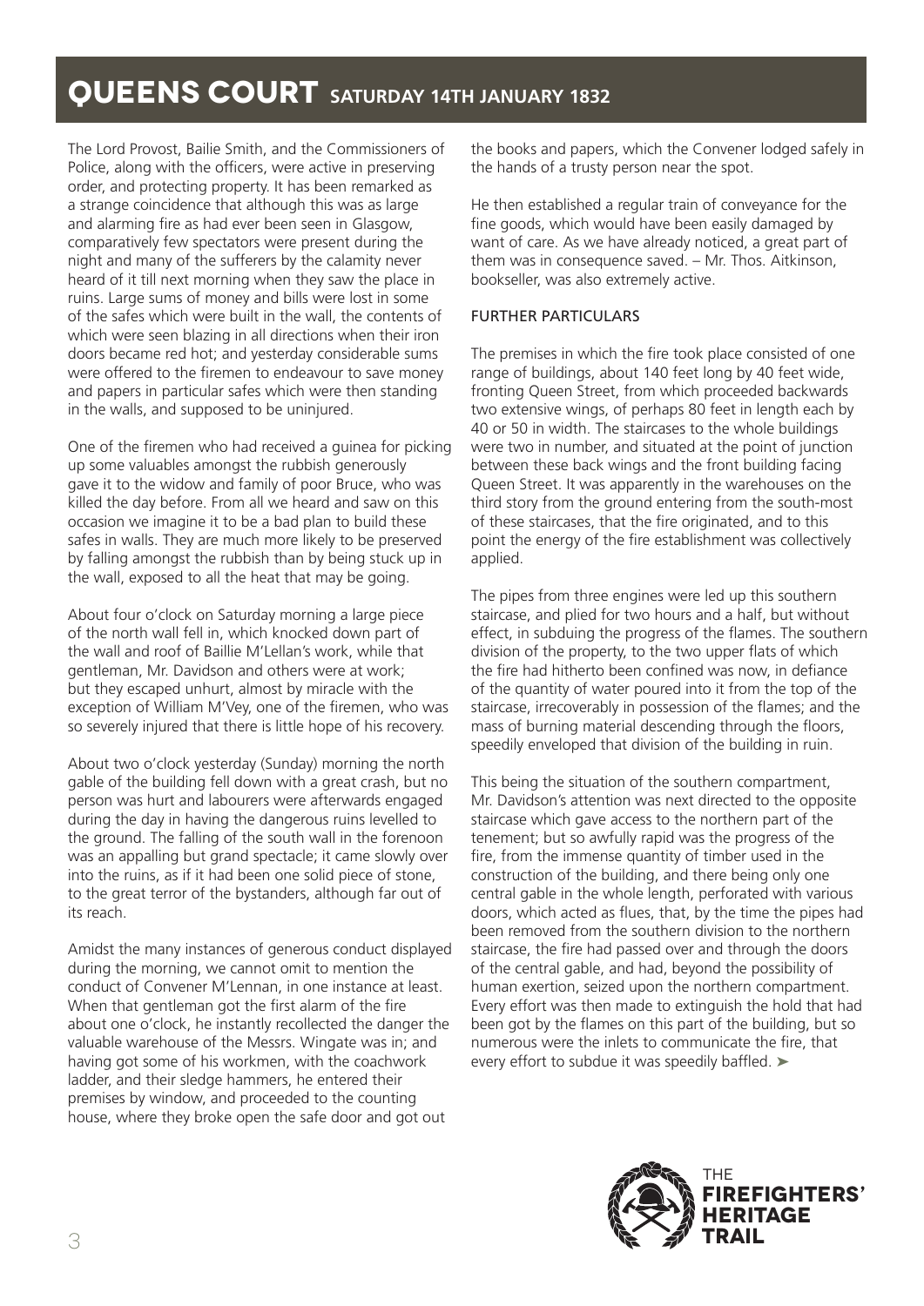# QUEENS COURT SATURDAY 14TH JANUARY 1832

The Lord Provost, Bailie Smith, and the Commissioners of Police, along with the officers, were active in preserving order, and protecting property. It has been remarked as a strange coincidence that although this was as large and alarming fire as had ever been seen in Glasgow, comparatively few spectators were present during the night and many of the sufferers by the calamity never heard of it till next morning when they saw the place in ruins. Large sums of money and bills were lost in some of the safes which were built in the wall, the contents of which were seen blazing in all directions when their iron doors became red hot; and yesterday considerable sums were offered to the firemen to endeavour to save money and papers in particular safes which were then standing in the walls, and supposed to be uninjured.

One of the firemen who had received a guinea for picking up some valuables amongst the rubbish generously gave it to the widow and family of poor Bruce, who was killed the day before. From all we heard and saw on this occasion we imagine it to be a bad plan to build these safes in walls. They are much more likely to be preserved by falling amongst the rubbish than by being stuck up in the wall, exposed to all the heat that may be going.

About four o'clock on Saturday morning a large piece of the north wall fell in, which knocked down part of the wall and roof of Baillie M'Lellan's work, while that gentleman, Mr. Davidson and others were at work; but they escaped unhurt, almost by miracle with the exception of William M'Vey, one of the firemen, who was so severely injured that there is little hope of his recovery.

About two o'clock yesterday (Sunday) morning the north gable of the building fell down with a great crash, but no person was hurt and labourers were afterwards engaged during the day in having the dangerous ruins levelled to the ground. The falling of the south wall in the forenoon was an appalling but grand spectacle; it came slowly over into the ruins, as if it had been one solid piece of stone, to the great terror of the bystanders, although far out of its reach.

Amidst the many instances of generous conduct displayed during the morning, we cannot omit to mention the conduct of Convener M'Lennan, in one instance at least. When that gentleman got the first alarm of the fire about one o'clock, he instantly recollected the danger the valuable warehouse of the Messrs. Wingate was in; and having got some of his workmen, with the coachwork ladder, and their sledge hammers, he entered their premises by window, and proceeded to the counting house, where they broke open the safe door and got out the books and papers, which the Convener lodged safely in the hands of a trusty person near the spot.

He then established a regular train of conveyance for the fine goods, which would have been easily damaged by want of care. As we have already noticed, a great part of them was in consequence saved. – Mr. Thos. Aitkinson, bookseller, was also extremely active.

## FURTHER PARTICULARS

The premises in which the fire took place consisted of one range of buildings, about 140 feet long by 40 feet wide, fronting Queen Street, from which proceeded backwards two extensive wings, of perhaps 80 feet in length each by 40 or 50 in width. The staircases to the whole buildings were two in number, and situated at the point of junction between these back wings and the front building facing Queen Street. It was apparently in the warehouses on the third story from the ground entering from the south-most of these staircases, that the fire originated, and to this point the energy of the fire establishment was collectively applied.

The pipes from three engines were led up this southern staircase, and plied for two hours and a half, but without effect, in subduing the progress of the flames. The southern division of the property, to the two upper flats of which the fire had hitherto been confined was now, in defiance of the quantity of water poured into it from the top of the staircase, irrecoverably in possession of the flames; and the mass of burning material descending through the floors, speedily enveloped that division of the building in ruin.

This being the situation of the southern compartment, Mr. Davidson's attention was next directed to the opposite staircase which gave access to the northern part of the tenement; but so awfully rapid was the progress of the fire, from the immense quantity of timber used in the construction of the building, and there being only one central gable in the whole length, perforated with various doors, which acted as flues, that, by the time the pipes had been removed from the southern division to the northern staircase, the fire had passed over and through the doors of the central gable, and had, beyond the possibility of human exertion, seized upon the northern compartment. Every effort was then made to extinguish the hold that had been got by the flames on this part of the building, but so numerous were the inlets to communicate the fire, that every effort to subdue it was speedily baffled. ➤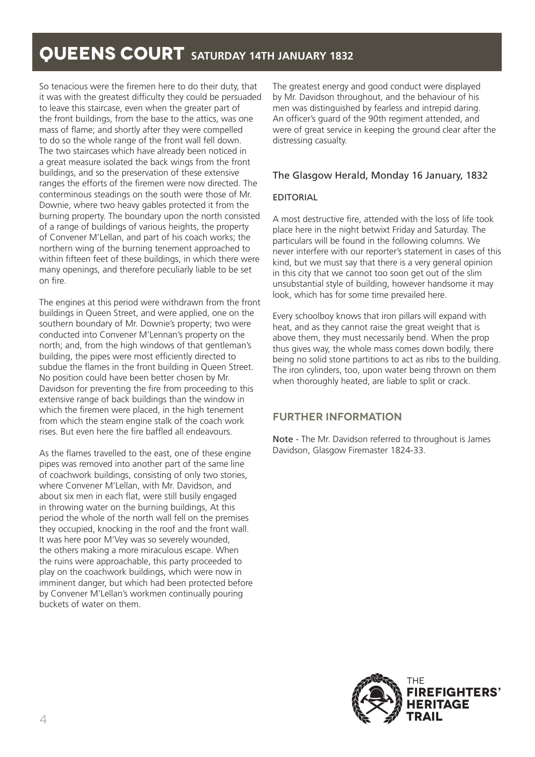# QUEENS COURT SATURDAY 14TH JANUARY 1832

So tenacious were the firemen here to do their duty, that it was with the greatest difficulty they could be persuaded to leave this staircase, even when the greater part of the front buildings, from the base to the attics, was one mass of flame; and shortly after they were compelled to do so the whole range of the front wall fell down. The two staircases which have already been noticed in a great measure isolated the back wings from the front buildings, and so the preservation of these extensive ranges the efforts of the firemen were now directed. The conterminous steadings on the south were those of Mr. Downie, where two heavy gables protected it from the burning property. The boundary upon the north consisted of a range of buildings of various heights, the property of Convener M'Lellan, and part of his coach works; the northern wing of the burning tenement approached to within fifteen feet of these buildings, in which there were many openings, and therefore peculiarly liable to be set on fire.

The engines at this period were withdrawn from the front buildings in Queen Street, and were applied, one on the southern boundary of Mr. Downie's property; two were conducted into Convener M'Lennan's property on the north; and, from the high windows of that gentleman's building, the pipes were most efficiently directed to subdue the flames in the front building in Queen Street. No position could have been better chosen by Mr. Davidson for preventing the fire from proceeding to this extensive range of back buildings than the window in which the firemen were placed, in the high tenement from which the steam engine stalk of the coach work rises. But even here the fire baffled all endeavours.

As the flames travelled to the east, one of these engine pipes was removed into another part of the same line of coachwork buildings, consisting of only two stories, where Convener M'Lellan, with Mr. Davidson, and about six men in each flat, were still busily engaged in throwing water on the burning buildings, At this period the whole of the north wall fell on the premises they occupied, knocking in the roof and the front wall. It was here poor M'Vey was so severely wounded, the others making a more miraculous escape. When the ruins were approachable, this party proceeded to play on the coachwork buildings, which were now in imminent danger, but which had been protected before by Convener M'Lellan's workmen continually pouring buckets of water on them.

The greatest energy and good conduct were displayed by Mr. Davidson throughout, and the behaviour of his men was distinguished by fearless and intrepid daring. An officer's guard of the 90th regiment attended, and were of great service in keeping the ground clear after the distressing casualty.

### The Glasgow Herald, Monday 16 January, 1832

EDITORIAL

A most destructive fire, attended with the loss of life took place here in the night betwixt Friday and Saturday. The particulars will be found in the following columns. We never interfere with our reporter's statement in cases of this kind, but we must say that there is a very general opinion in this city that we cannot too soon get out of the slim unsubstantial style of building, however handsome it may look, which has for some time prevailed here.

Every schoolboy knows that iron pillars will expand with heat, and as they cannot raise the great weight that is above them, they must necessarily bend. When the prop thus gives way, the whole mass comes down bodily, there being no solid stone partitions to act as ribs to the building. The iron cylinders, too, upon water being thrown on them when thoroughly heated, are liable to split or crack.

## FURTHER INFORMATION

**Note** - The Mr. Davidson referred to throughout is James Davidson, Glasgow Firemaster 1824-33.

THE FIREFIGHTERS' HERITAGE TRAIL